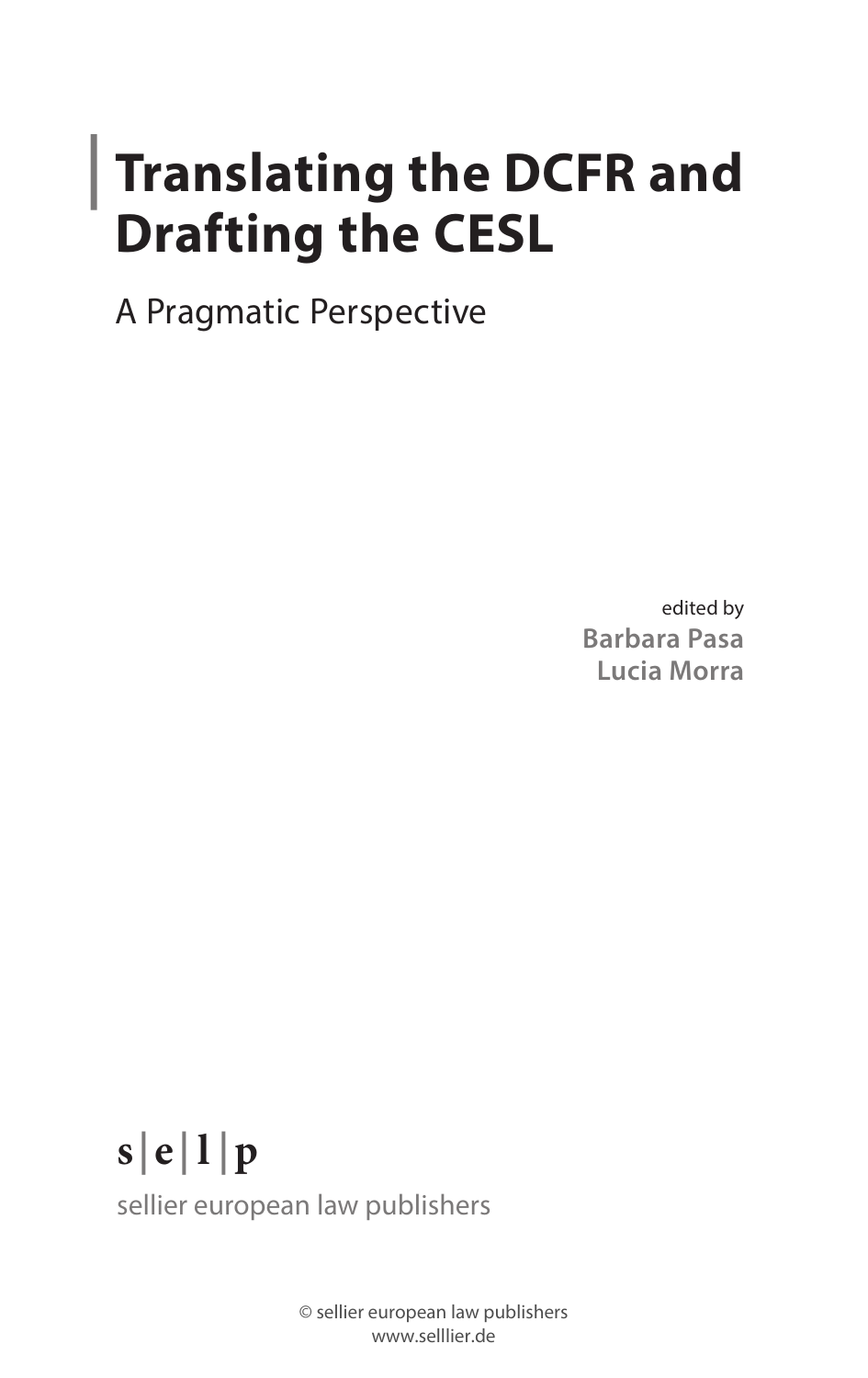# Translating the DCFR and Drafting the CESL

## A Pragmatic Perspective

edited by
**Barbara Pasa**
**Lucia Morra**

**s|e|l|p**

sellier european law publishers

© sellier european law publishers
www.sellier.de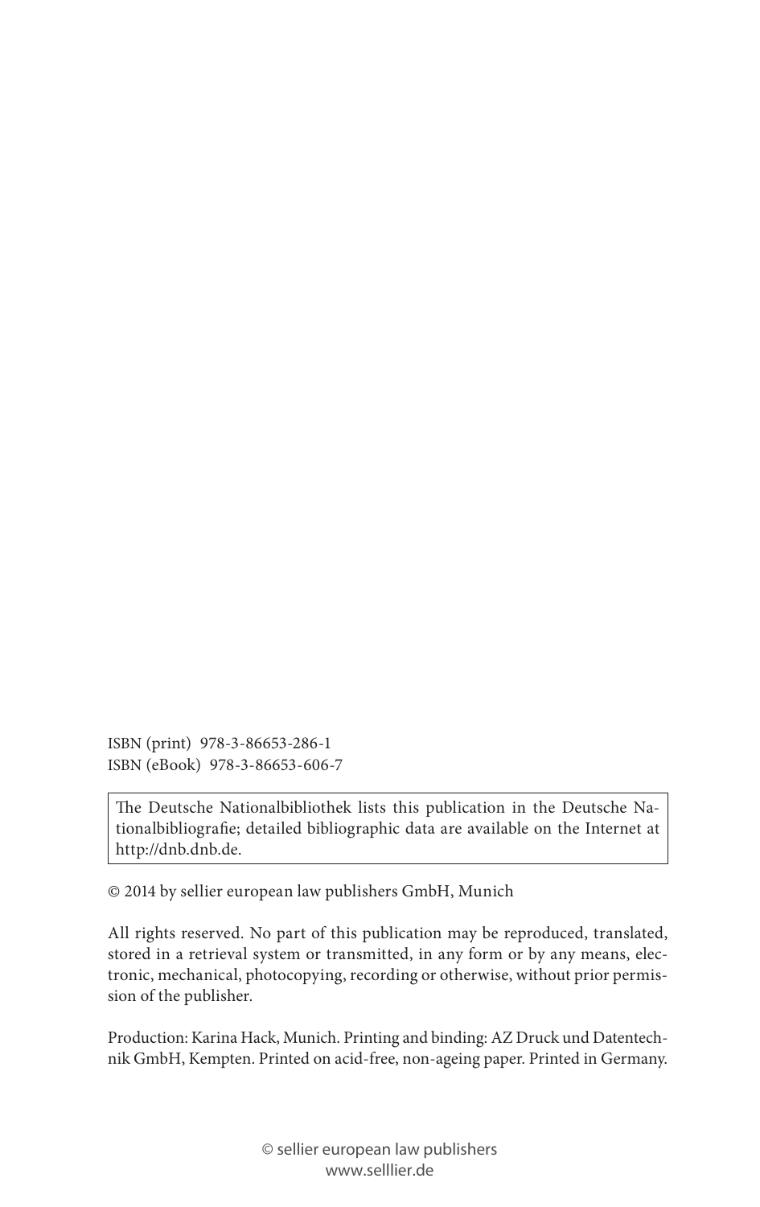ISBN (print) 978-3-86653-286-1
ISBN (eBook) 978-3-86653-606-7

The Deutsche Nationalbibliothek lists this publication in the Deutsche Nationalbibliografie; detailed bibliographic data are available on the Internet at http://dnb.dnb.de.

© 2014 by sellier european law publishers GmbH, Munich

All rights reserved. No part of this publication may be reproduced, translated, stored in a retrieval system or transmitted, in any form or by any means, electronic, mechanical, photocopying, recording or otherwise, without prior permission of the publisher.

Production: Karina Hack, Munich. Printing and binding: AZ Druck und Datentechnik GmbH, Kempten. Printed on acid-free, non-ageing paper. Printed in Germany.

© sellier european law publishers
www.selllier.de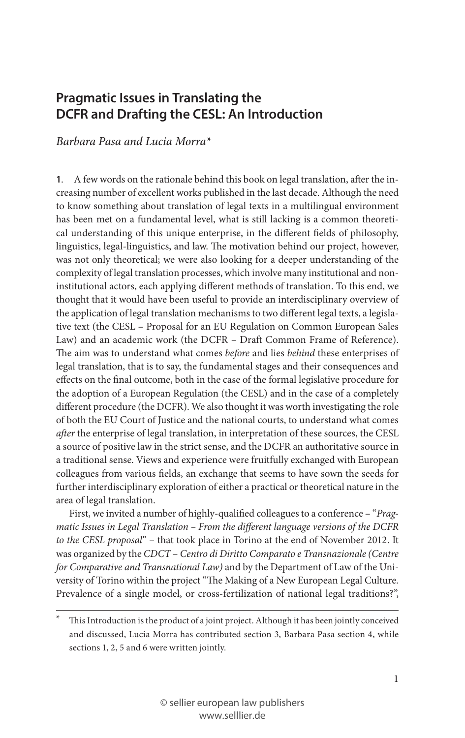## Pragmatic Issues in Translating the DCFR and Drafting the CESL: An Introduction

*Barbara Pasa and Lucia Morra\**

**1.** A few words on the rationale behind this book on legal translation, after the increasing number of excellent works published in the last decade. Although the need to know something about translation of legal texts in a multilingual environment has been met on a fundamental level, what is still lacking is a common theoretical understanding of this unique enterprise, in the different fields of philosophy, linguistics, legal-linguistics, and law. The motivation behind our project, however, was not only theoretical; we were also looking for a deeper understanding of the complexity of legal translation processes, which involve many institutional and non-institutional actors, each applying different methods of translation. To this end, we thought that it would have been useful to provide an interdisciplinary overview of the application of legal translation mechanisms to two different legal texts, a legislative text (the CESL – Proposal for an EU Regulation on Common European Sales Law) and an academic work (the DCFR – Draft Common Frame of Reference). The aim was to understand what comes *before* and lies *behind* these enterprises of legal translation, that is to say, the fundamental stages and their consequences and effects on the final outcome, both in the case of the formal legislative procedure for the adoption of a European Regulation (the CESL) and in the case of a completely different procedure (the DCFR). We also thought it was worth investigating the role of both the EU Court of Justice and the national courts, to understand what comes *after* the enterprise of legal translation, in interpretation of these sources, the CESL a source of positive law in the strict sense, and the DCFR an authoritative source in a traditional sense. Views and experience were fruitfully exchanged with European colleagues from various fields, an exchange that seems to have sown the seeds for further interdisciplinary exploration of either a practical or theoretical nature in the area of legal translation.

First, we invited a number of highly-qualified colleagues to a conference – "*Pragmatic Issues in Legal Translation – From the different language versions of the DCFR to the CESL proposal*" – that took place in Torino at the end of November 2012. It was organized by the *CDCT – Centro di Diritto Comparato e Transnazionale (Centre for Comparative and Transnational Law)* and by the Department of Law of the University of Torino within the project "The Making of a New European Legal Culture. Prevalence of a single model, or cross-fertilization of national legal traditions?",

---

\* This Introduction is the product of a joint project. Although it has been jointly conceived and discussed, Lucia Morra has contributed section 3, Barbara Pasa section 4, while sections 1, 2, 5 and 6 were written jointly.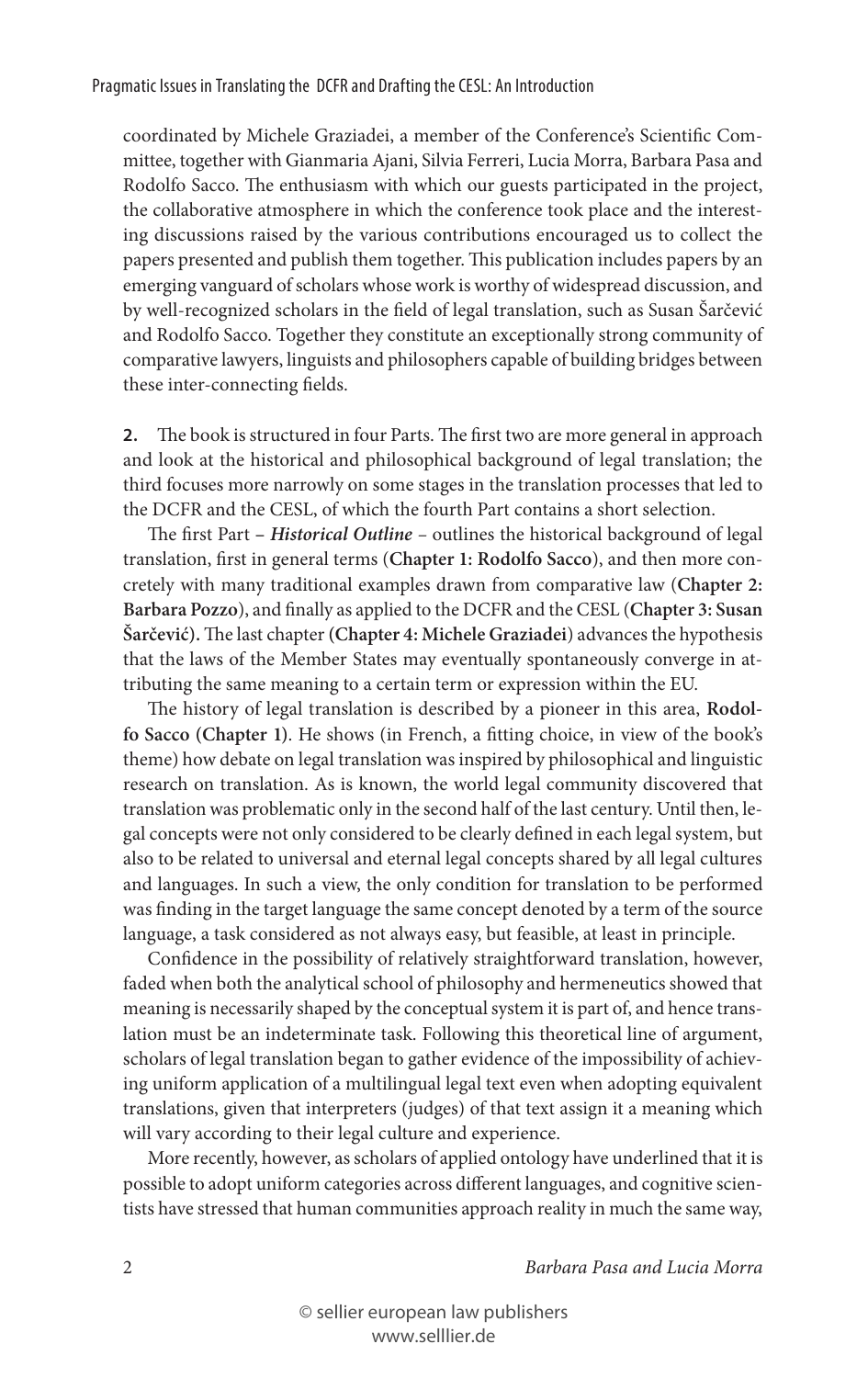coordinated by Michele Graziadei, a member of the Conference's Scientific Committee, together with Gianmaria Ajani, Silvia Ferreri, Lucia Morra, Barbara Pasa and Rodolfo Sacco. The enthusiasm with which our guests participated in the project, the collaborative atmosphere in which the conference took place and the interesting discussions raised by the various contributions encouraged us to collect the papers presented and publish them together. This publication includes papers by an emerging vanguard of scholars whose work is worthy of widespread discussion, and by well-recognized scholars in the field of legal translation, such as Susan Šarčević and Rodolfo Sacco. Together they constitute an exceptionally strong community of comparative lawyers, linguists and philosophers capable of building bridges between these inter-connecting fields.

**2.** The book is structured in four Parts. The first two are more general in approach and look at the historical and philosophical background of legal translation; the third focuses more narrowly on some stages in the translation processes that led to the DCFR and the CESL, of which the fourth Part contains a short selection.

The first Part – ***Historical Outline*** – outlines the historical background of legal translation, first in general terms (**Chapter 1: Rodolfo Sacco**), and then more concretely with many traditional examples drawn from comparative law (**Chapter 2: Barbara Pozzo**), and finally as applied to the DCFR and the CESL (**Chapter 3: Susan Šarčević**). The last chapter (**Chapter 4: Michele Graziadei**) advances the hypothesis that the laws of the Member States may eventually spontaneously converge in attributing the same meaning to a certain term or expression within the EU.

The history of legal translation is described by a pioneer in this area, **Rodolfo Sacco (Chapter 1)**. He shows (in French, a fitting choice, in view of the book's theme) how debate on legal translation was inspired by philosophical and linguistic research on translation. As is known, the world legal community discovered that translation was problematic only in the second half of the last century. Until then, legal concepts were not only considered to be clearly defined in each legal system, but also to be related to universal and eternal legal concepts shared by all legal cultures and languages. In such a view, the only condition for translation to be performed was finding in the target language the same concept denoted by a term of the source language, a task considered as not always easy, but feasible, at least in principle.

Confidence in the possibility of relatively straightforward translation, however, faded when both the analytical school of philosophy and hermeneutics showed that meaning is necessarily shaped by the conceptual system it is part of, and hence translation must be an indeterminate task. Following this theoretical line of argument, scholars of legal translation began to gather evidence of the impossibility of achieving uniform application of a multilingual legal text even when adopting equivalent translations, given that interpreters (judges) of that text assign it a meaning which will vary according to their legal culture and experience.

More recently, however, as scholars of applied ontology have underlined that it is possible to adopt uniform categories across different languages, and cognitive scientists have stressed that human communities approach reality in much the same way,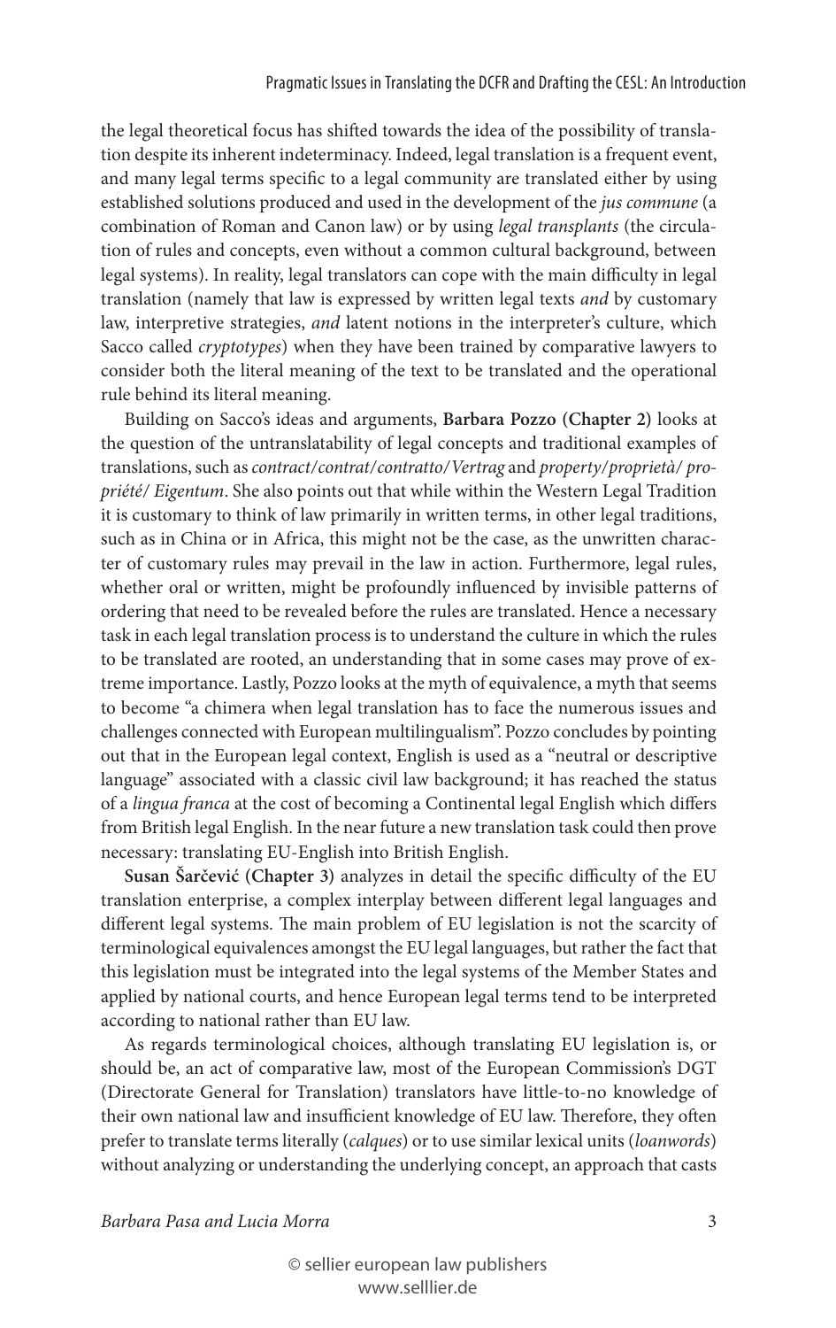the legal theoretical focus has shifted towards the idea of the possibility of translation despite its inherent indeterminacy. Indeed, legal translation is a frequent event, and many legal terms specific to a legal community are translated either by using established solutions produced and used in the development of the *jus commune* (a combination of Roman and Canon law) or by using *legal transplants* (the circulation of rules and concepts, even without a common cultural background, between legal systems). In reality, legal translators can cope with the main difficulty in legal translation (namely that law is expressed by written legal texts *and* by customary law, interpretive strategies, *and* latent notions in the interpreter's culture, which Sacco called *cryptotypes*) when they have been trained by comparative lawyers to consider both the literal meaning of the text to be translated and the operational rule behind its literal meaning.

Building on Sacco's ideas and arguments, **Barbara Pozzo (Chapter 2)** looks at the question of the untranslatability of legal concepts and traditional examples of translations, such as *contract/contrat/contratto/Vertrag* and *property/proprietà/ propriété/ Eigentum*. She also points out that while within the Western Legal Tradition it is customary to think of law primarily in written terms, in other legal traditions, such as in China or in Africa, this might not be the case, as the unwritten character of customary rules may prevail in the law in action. Furthermore, legal rules, whether oral or written, might be profoundly influenced by invisible patterns of ordering that need to be revealed before the rules are translated. Hence a necessary task in each legal translation process is to understand the culture in which the rules to be translated are rooted, an understanding that in some cases may prove of extreme importance. Lastly, Pozzo looks at the myth of equivalence, a myth that seems to become "a chimera when legal translation has to face the numerous issues and challenges connected with European multilingualism". Pozzo concludes by pointing out that in the European legal context, English is used as a "neutral or descriptive language" associated with a classic civil law background; it has reached the status of a *lingua franca* at the cost of becoming a Continental legal English which differs from British legal English. In the near future a new translation task could then prove necessary: translating EU-English into British English.

**Susan Šarčević (Chapter 3)** analyzes in detail the specific difficulty of the EU translation enterprise, a complex interplay between different legal languages and different legal systems. The main problem of EU legislation is not the scarcity of terminological equivalences amongst the EU legal languages, but rather the fact that this legislation must be integrated into the legal systems of the Member States and applied by national courts, and hence European legal terms tend to be interpreted according to national rather than EU law.

As regards terminological choices, although translating EU legislation is, or should be, an act of comparative law, most of the European Commission's DGT (Directorate General for Translation) translators have little-to-no knowledge of their own national law and insufficient knowledge of EU law. Therefore, they often prefer to translate terms literally (*calques*) or to use similar lexical units (*loanwords*) without analyzing or understanding the underlying concept, an approach that casts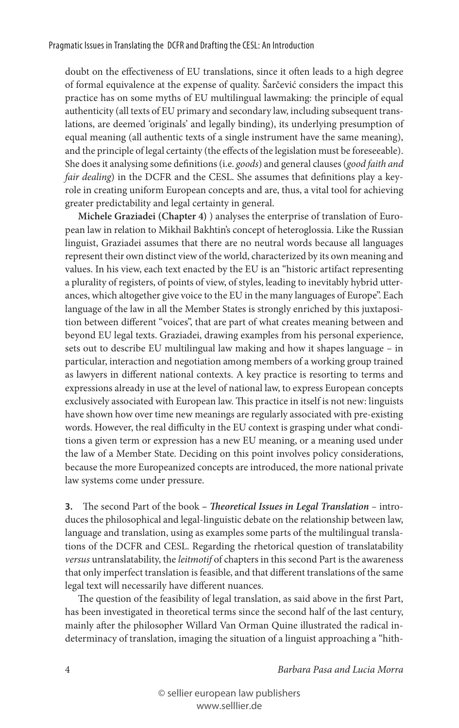doubt on the effectiveness of EU translations, since it often leads to a high degree of formal equivalence at the expense of quality. Šarčević considers the impact this practice has on some myths of EU multilingual lawmaking: the principle of equal authenticity (all texts of EU primary and secondary law, including subsequent translations, are deemed 'originals' and legally binding), its underlying presumption of equal meaning (all authentic texts of a single instrument have the same meaning), and the principle of legal certainty (the effects of the legislation must be foreseeable). She does it analysing some definitions (i.e. *goods*) and general clauses (*good faith and fair dealing*) in the DCFR and the CESL. She assumes that definitions play a key-role in creating uniform European concepts and are, thus, a vital tool for achieving greater predictability and legal certainty in general.

**Michele Graziadei (Chapter 4)** ) analyses the enterprise of translation of European law in relation to Mikhail Bakhtin's concept of heteroglossia. Like the Russian linguist, Graziadei assumes that there are no neutral words because all languages represent their own distinct view of the world, characterized by its own meaning and values. In his view, each text enacted by the EU is an "historic artifact representing a plurality of registers, of points of view, of styles, leading to inevitably hybrid utterances, which altogether give voice to the EU in the many languages of Europe". Each language of the law in all the Member States is strongly enriched by this juxtaposition between different "voices", that are part of what creates meaning between and beyond EU legal texts. Graziadei, drawing examples from his personal experience, sets out to describe EU multilingual law making and how it shapes language – in particular, interaction and negotiation among members of a working group trained as lawyers in different national contexts. A key practice is resorting to terms and expressions already in use at the level of national law, to express European concepts exclusively associated with European law. This practice in itself is not new: linguists have shown how over time new meanings are regularly associated with pre-existing words. However, the real difficulty in the EU context is grasping under what conditions a given term or expression has a new EU meaning, or a meaning used under the law of a Member State. Deciding on this point involves policy considerations, because the more Europeanized concepts are introduced, the more national private law systems come under pressure.

**3.** The second Part of the book – ***Theoretical Issues in Legal Translation*** – introduces the philosophical and legal-linguistic debate on the relationship between law, language and translation, using as examples some parts of the multilingual translations of the DCFR and CESL. Regarding the rhetorical question of translatability *versus* untranslatability, the *leitmotif* of chapters in this second Part is the awareness that only imperfect translation is feasible, and that different translations of the same legal text will necessarily have different nuances.

The question of the feasibility of legal translation, as said above in the first Part, has been investigated in theoretical terms since the second half of the last century, mainly after the philosopher Willard Van Orman Quine illustrated the radical indeterminacy of translation, imaging the situation of a linguist approaching a "hith-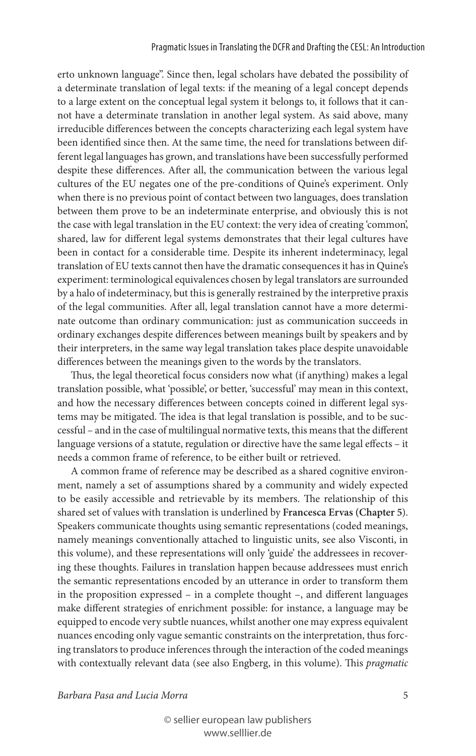erto unknown language". Since then, legal scholars have debated the possibility of a determinate translation of legal texts: if the meaning of a legal concept depends to a large extent on the conceptual legal system it belongs to, it follows that it cannot have a determinate translation in another legal system. As said above, many irreducible differences between the concepts characterizing each legal system have been identified since then. At the same time, the need for translations between different legal languages has grown, and translations have been successfully performed despite these differences. After all, the communication between the various legal cultures of the EU negates one of the pre-conditions of Quine's experiment. Only when there is no previous point of contact between two languages, does translation between them prove to be an indeterminate enterprise, and obviously this is not the case with legal translation in the EU context: the very idea of creating 'common', shared, law for different legal systems demonstrates that their legal cultures have been in contact for a considerable time. Despite its inherent indeterminacy, legal translation of EU texts cannot then have the dramatic consequences it has in Quine's experiment: terminological equivalences chosen by legal translators are surrounded by a halo of indeterminacy, but this is generally restrained by the interpretive praxis of the legal communities. After all, legal translation cannot have a more determinate outcome than ordinary communication: just as communication succeeds in ordinary exchanges despite differences between meanings built by speakers and by their interpreters, in the same way legal translation takes place despite unavoidable differences between the meanings given to the words by the translators.

Thus, the legal theoretical focus considers now what (if anything) makes a legal translation possible, what 'possible', or better, 'successful' may mean in this context, and how the necessary differences between concepts coined in different legal systems may be mitigated. The idea is that legal translation is possible, and to be successful – and in the case of multilingual normative texts, this means that the different language versions of a statute, regulation or directive have the same legal effects – it needs a common frame of reference, to be either built or retrieved.

A common frame of reference may be described as a shared cognitive environment, namely a set of assumptions shared by a community and widely expected to be easily accessible and retrievable by its members. The relationship of this shared set of values with translation is underlined by **Francesca Ervas (Chapter 5)**. Speakers communicate thoughts using semantic representations (coded meanings, namely meanings conventionally attached to linguistic units, see also Visconti, in this volume), and these representations will only 'guide' the addressees in recovering these thoughts. Failures in translation happen because addressees must enrich the semantic representations encoded by an utterance in order to transform them in the proposition expressed – in a complete thought –, and different languages make different strategies of enrichment possible: for instance, a language may be equipped to encode very subtle nuances, whilst another one may express equivalent nuances encoding only vague semantic constraints on the interpretation, thus forcing translators to produce inferences through the interaction of the coded meanings with contextually relevant data (see also Engberg, in this volume). This *pragmatic*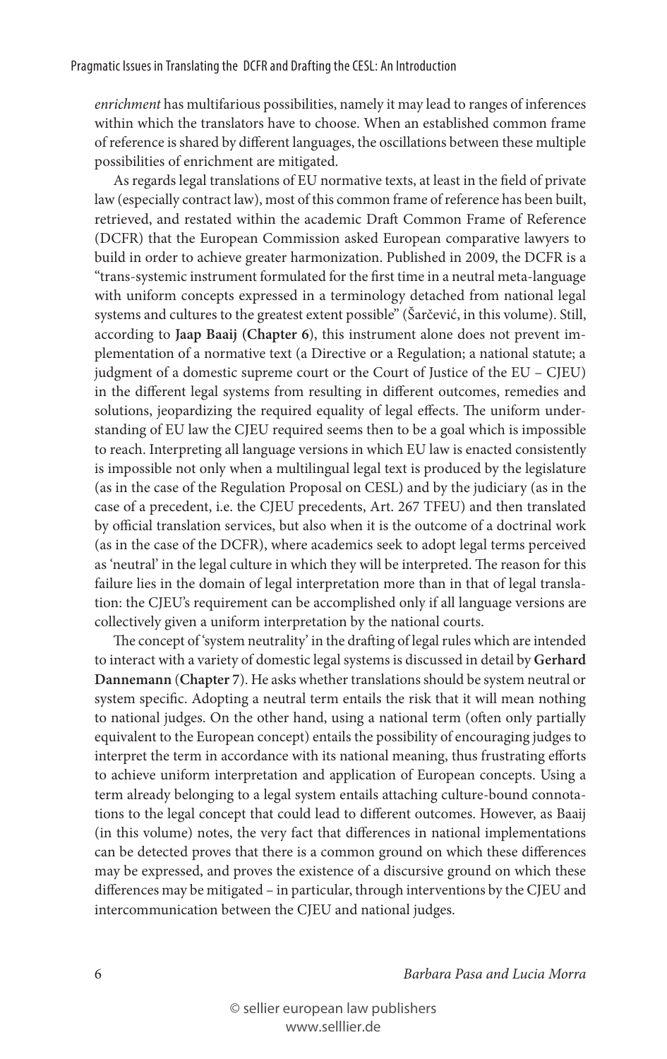*enrichment* has multifarious possibilities, namely it may lead to ranges of inferences within which the translators have to choose. When an established common frame of reference is shared by different languages, the oscillations between these multiple possibilities of enrichment are mitigated.

As regards legal translations of EU normative texts, at least in the field of private law (especially contract law), most of this common frame of reference has been built, retrieved, and restated within the academic Draft Common Frame of Reference (DCFR) that the European Commission asked European comparative lawyers to build in order to achieve greater harmonization. Published in 2009, the DCFR is a "trans-systemic instrument formulated for the first time in a neutral meta-language with uniform concepts expressed in a terminology detached from national legal systems and cultures to the greatest extent possible" (Šarčević, in this volume). Still, according to **Jaap Baaij (Chapter 6)**, this instrument alone does not prevent implementation of a normative text (a Directive or a Regulation; a national statute; a judgment of a domestic supreme court or the Court of Justice of the EU – CJEU) in the different legal systems from resulting in different outcomes, remedies and solutions, jeopardizing the required equality of legal effects. The uniform understanding of EU law the CJEU required seems then to be a goal which is impossible to reach. Interpreting all language versions in which EU law is enacted consistently is impossible not only when a multilingual legal text is produced by the legislature (as in the case of the Regulation Proposal on CESL) and by the judiciary (as in the case of a precedent, i.e. the CJEU precedents, Art. 267 TFEU) and then translated by official translation services, but also when it is the outcome of a doctrinal work (as in the case of the DCFR), where academics seek to adopt legal terms perceived as 'neutral' in the legal culture in which they will be interpreted. The reason for this failure lies in the domain of legal interpretation more than in that of legal translation: the CJEU's requirement can be accomplished only if all language versions are collectively given a uniform interpretation by the national courts.

The concept of 'system neutrality' in the drafting of legal rules which are intended to interact with a variety of domestic legal systems is discussed in detail by **Gerhard Dannemann** (**Chapter 7**). He asks whether translations should be system neutral or system specific. Adopting a neutral term entails the risk that it will mean nothing to national judges. On the other hand, using a national term (often only partially equivalent to the European concept) entails the possibility of encouraging judges to interpret the term in accordance with its national meaning, thus frustrating efforts to achieve uniform interpretation and application of European concepts. Using a term already belonging to a legal system entails attaching culture-bound connotations to the legal concept that could lead to different outcomes. However, as Baaij (in this volume) notes, the very fact that differences in national implementations can be detected proves that there is a common ground on which these differences may be expressed, and proves the existence of a discursive ground on which these differences may be mitigated – in particular, through interventions by the CJEU and intercommunication between the CJEU and national judges.